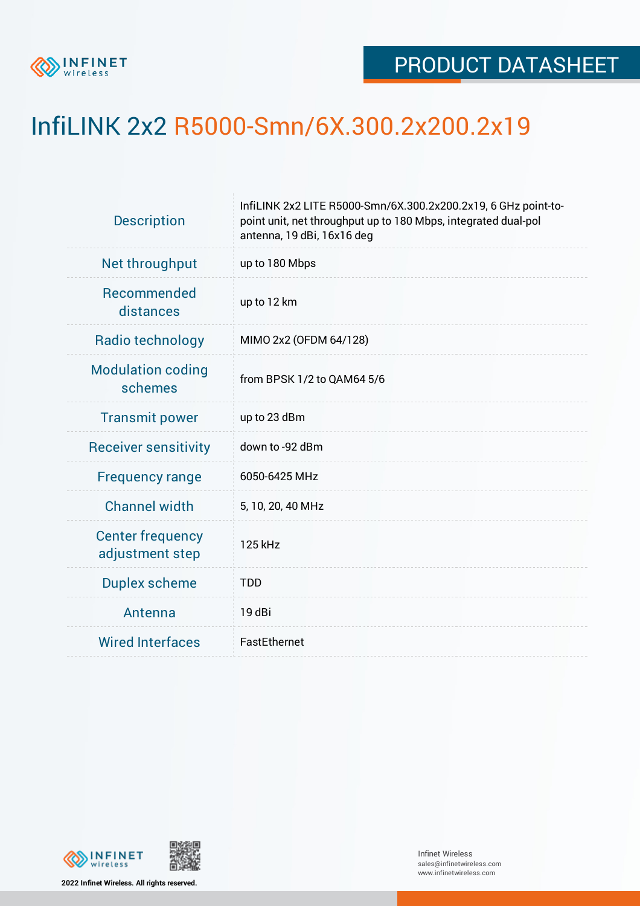PRODUCT DATASHEET

# InfiLINK 2x2 R5000-Smn/6X.300.2x200.2x19

| | |
|---|---|
| Description | InfiLINK 2x2 LITE R5000-Smn/6X.300.2x200.2x19, 6 GHz point-to-point unit, net throughput up to 180 Mbps, integrated dual-pol antenna, 19 dBi, 16x16 deg |
| Net throughput | up to 180 Mbps |
| Recommended distances | up to 12 km |
| Radio technology | MIMO 2x2 (OFDM 64/128) |
| Modulation coding schemes | from BPSK 1/2 to QAM64 5/6 |
| Transmit power | up to 23 dBm |
| Receiver sensitivity | down to -92 dBm |
| Frequency range | 6050-6425 MHz |
| Channel width | 5, 10, 20, 40 MHz |
| Center frequency adjustment step | 125 kHz |
| Duplex scheme | TDD |
| Antenna | 19 dBi |
| Wired Interfaces | FastEthernet |

2022 Infinet Wireless. All rights reserved.

Infinet Wireless
sales@infinetwireless.com
www.infinetwireless.com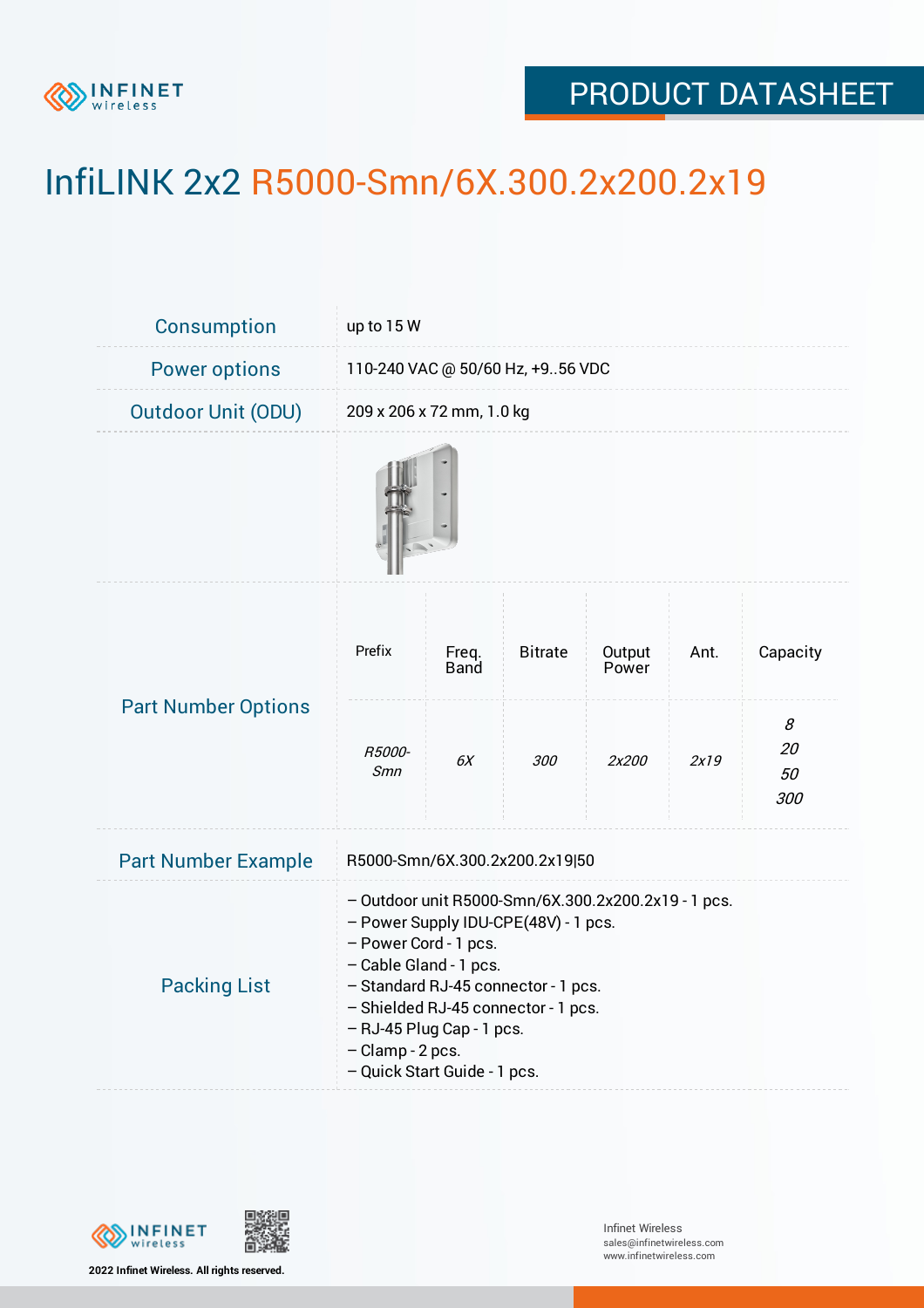# InfiLINK 2x2 R5000-Smn/6X.300.2x200.2x19

| | |
|---|---|
| Consumption | up to 15 W |
| Power options | 110-240 VAC @ 50/60 Hz, +9..56 VDC |
| Outdoor Unit (ODU) | 209 x 206 x 72 mm, 1.0 kg |

**Part Number Options**

| Prefix | Freq. Band | Bitrate | Output Power | Ant. | Capacity |
|---|---|---|---|---|---|
| *R5000-Smn* | *6X* | *300* | *2x200* | *2x19* | *8*<br>*20*<br>*50*<br>*300* |

| | |
|---|---|
| Part Number Example | R5000-Smn/6X.300.2x200.2x19\|50 |
| Packing List | – Outdoor unit R5000-Smn/6X.300.2x200.2x19 - 1 pcs.<br>– Power Supply IDU-CPE(48V) - 1 pcs.<br>– Power Cord - 1 pcs.<br>– Cable Gland - 1 pcs.<br>– Standard RJ-45 connector - 1 pcs.<br>– Shielded RJ-45 connector - 1 pcs.<br>– RJ-45 Plug Cap - 1 pcs.<br>– Clamp - 2 pcs.<br>– Quick Start Guide - 1 pcs. |

2022 Infinet Wireless. All rights reserved.

Infinet Wireless
sales@infinetwireless.com
www.infinetwireless.com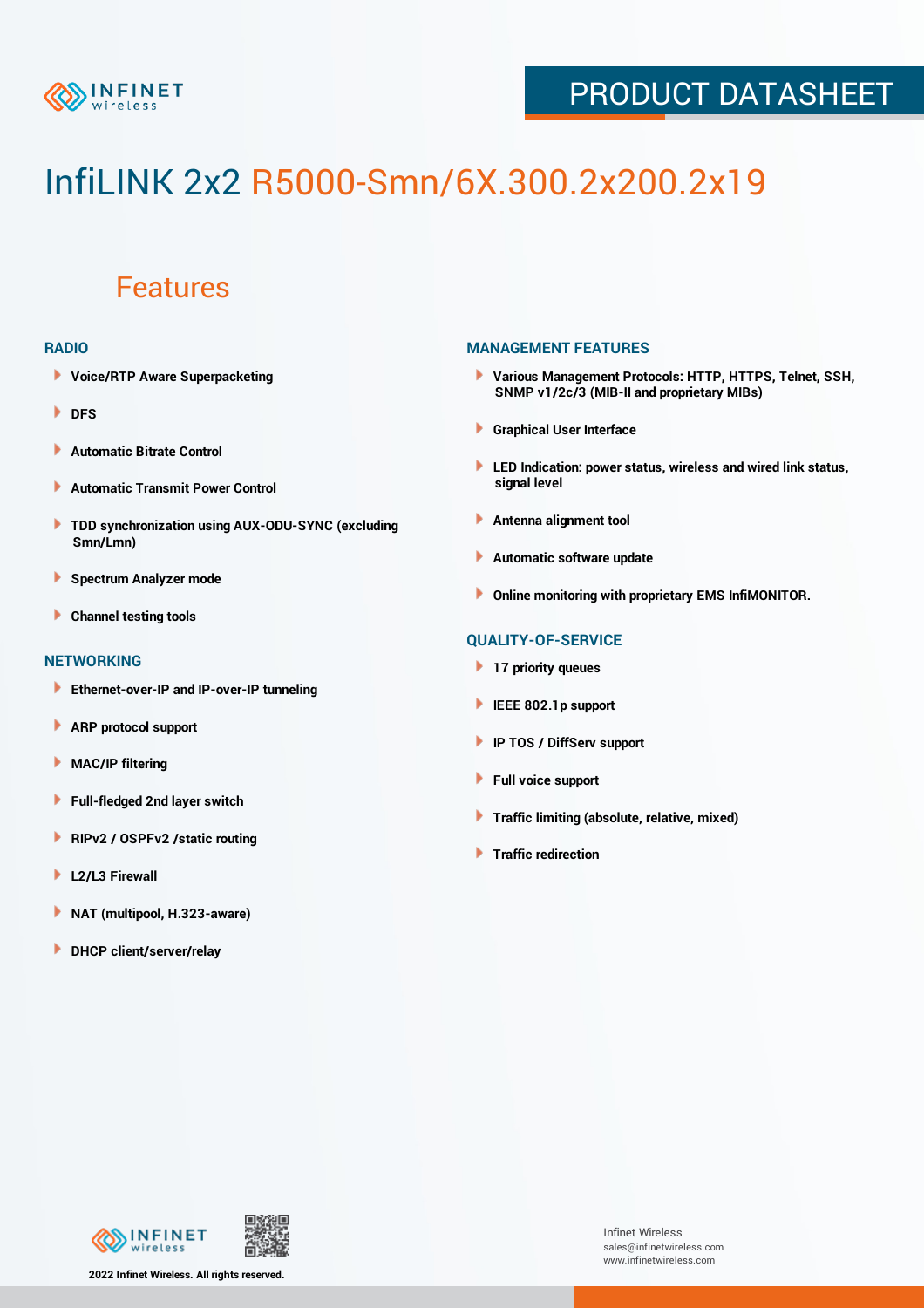# InfiLINK 2x2 R5000-Smn/6X.300.2x200.2x19

## Features

### RADIO

- Voice/RTP Aware Superpacketing
- DFS
- Automatic Bitrate Control
- Automatic Transmit Power Control
- TDD synchronization using AUX-ODU-SYNC (excluding Smn/Lmn)
- Spectrum Analyzer mode
- Channel testing tools

### NETWORKING

- Ethernet-over-IP and IP-over-IP tunneling
- ARP protocol support
- MAC/IP filtering
- Full-fledged 2nd layer switch
- RIPv2 / OSPFv2 /static routing
- L2/L3 Firewall
- NAT (multipool, H.323-aware)
- DHCP client/server/relay

### MANAGEMENT FEATURES

- Various Management Protocols: HTTP, HTTPS, Telnet, SSH, SNMP v1/2c/3 (MIB-II and proprietary MIBs)
- Graphical User Interface
- LED Indication: power status, wireless and wired link status, signal level
- Antenna alignment tool
- Automatic software update
- Online monitoring with proprietary EMS InfiMONITOR.

### QUALITY-OF-SERVICE

- 17 priority queues
- IEEE 802.1p support
- IP TOS / DiffServ support
- Full voice support
- Traffic limiting (absolute, relative, mixed)
- Traffic redirection

2022 Infinet Wireless. All rights reserved.

Infinet Wireless
sales@infinetwireless.com
www.infinetwireless.com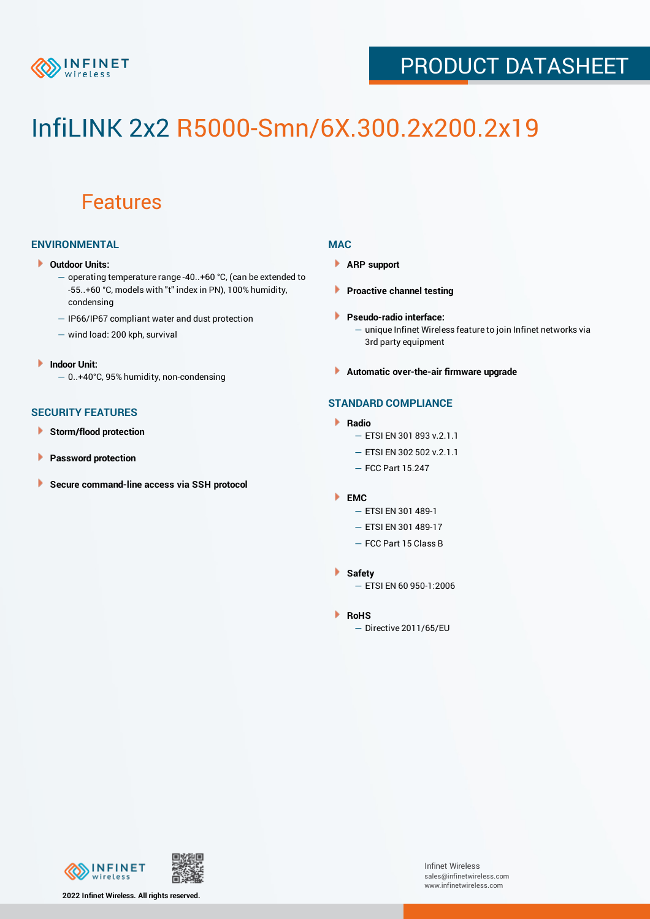# InfiLINK 2x2 R5000-Smn/6X.300.2x200.2x19

## Features

### ENVIRONMENTAL

- **Outdoor Units:**
  - operating temperature range -40..+60 °C, (can be extended to -55..+60 °C, models with "t" index in PN), 100% humidity, condensing
  - IP66/IP67 compliant water and dust protection
  - wind load: 200 kph, survival
- **Indoor Unit:**
  - 0..+40°C, 95% humidity, non-condensing

### SECURITY FEATURES

- **Storm/flood protection**
- **Password protection**
- **Secure command-line access via SSH protocol**

### MAC

- **ARP support**
- **Proactive channel testing**
- **Pseudo-radio interface:**
  - unique Infinet Wireless feature to join Infinet networks via 3rd party equipment
- **Automatic over-the-air firmware upgrade**

### STANDARD COMPLIANCE

- **Radio**
  - ETSI EN 301 893 v.2.1.1
  - ETSI EN 302 502 v.2.1.1
  - FCC Part 15.247
- **EMC**
  - ETSI EN 301 489-1
  - ETSI EN 301 489-17
  - FCC Part 15 Class B
- **Safety**
  - ETSI EN 60 950-1:2006
- **RoHS**
  - Directive 2011/65/EU

2022 Infinet Wireless. All rights reserved.

Infinet Wireless
sales@infinetwireless.com
www.infinetwireless.com